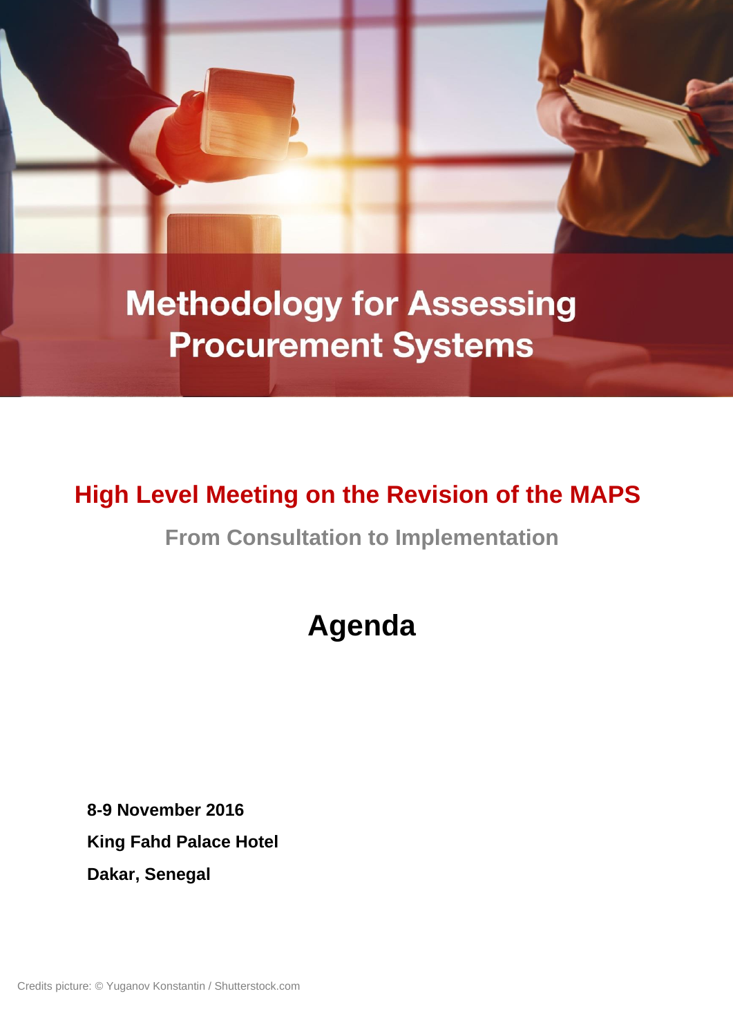# Methodology for Assessing Procurement Systems

## High Level Meeting on the Revision of the MAPS

### From Consultation to Implementation

# Agenda

**8-9 November 2016**

**King Fahd Palace Hotel**

**Dakar, Senegal**

Credits picture: © Yuganov Konstantin / Shutterstock.com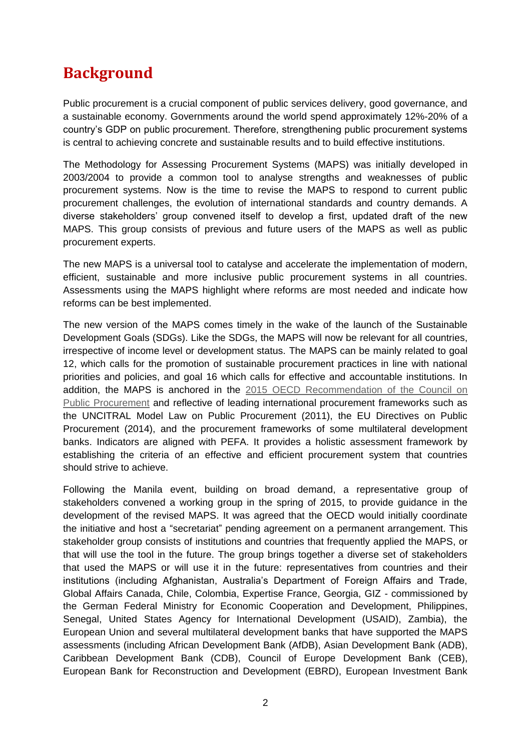# Background

Public procurement is a crucial component of public services delivery, good governance, and a sustainable economy. Governments around the world spend approximately 12%-20% of a country's GDP on public procurement. Therefore, strengthening public procurement systems is central to achieving concrete and sustainable results and to build effective institutions.

The Methodology for Assessing Procurement Systems (MAPS) was initially developed in 2003/2004 to provide a common tool to analyse strengths and weaknesses of public procurement systems. Now is the time to revise the MAPS to respond to current public procurement challenges, the evolution of international standards and country demands. A diverse stakeholders' group convened itself to develop a first, updated draft of the new MAPS. This group consists of previous and future users of the MAPS as well as public procurement experts.

The new MAPS is a universal tool to catalyse and accelerate the implementation of modern, efficient, sustainable and more inclusive public procurement systems in all countries. Assessments using the MAPS highlight where reforms are most needed and indicate how reforms can be best implemented.

The new version of the MAPS comes timely in the wake of the launch of the Sustainable Development Goals (SDGs). Like the SDGs, the MAPS will now be relevant for all countries, irrespective of income level or development status. The MAPS can be mainly related to goal 12, which calls for the promotion of sustainable procurement practices in line with national priorities and policies, and goal 16 which calls for effective and accountable institutions. In addition, the MAPS is anchored in the 2015 OECD Recommendation of the Council on Public Procurement and reflective of leading international procurement frameworks such as the UNCITRAL Model Law on Public Procurement (2011), the EU Directives on Public Procurement (2014), and the procurement frameworks of some multilateral development banks. Indicators are aligned with PEFA. It provides a holistic assessment framework by establishing the criteria of an effective and efficient procurement system that countries should strive to achieve.

Following the Manila event, building on broad demand, a representative group of stakeholders convened a working group in the spring of 2015, to provide guidance in the development of the revised MAPS. It was agreed that the OECD would initially coordinate the initiative and host a "secretariat" pending agreement on a permanent arrangement. This stakeholder group consists of institutions and countries that frequently applied the MAPS, or that will use the tool in the future. The group brings together a diverse set of stakeholders that used the MAPS or will use it in the future: representatives from countries and their institutions (including Afghanistan, Australia's Department of Foreign Affairs and Trade, Global Affairs Canada, Chile, Colombia, Expertise France, Georgia, GIZ - commissioned by the German Federal Ministry for Economic Cooperation and Development, Philippines, Senegal, United States Agency for International Development (USAID), Zambia), the European Union and several multilateral development banks that have supported the MAPS assessments (including African Development Bank (AfDB), Asian Development Bank (ADB), Caribbean Development Bank (CDB), Council of Europe Development Bank (CEB), European Bank for Reconstruction and Development (EBRD), European Investment Bank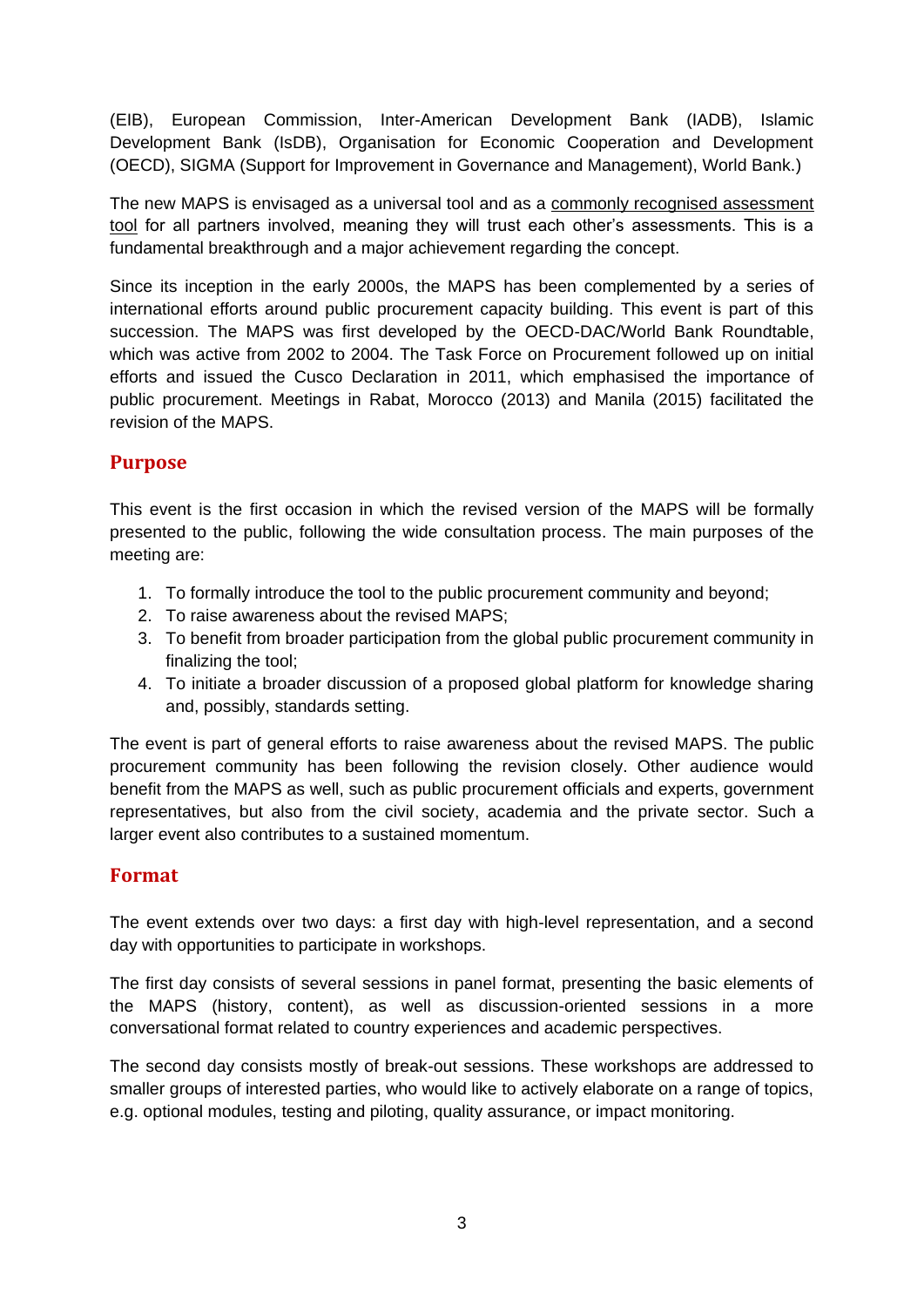(EIB), European Commission, Inter-American Development Bank (IADB), Islamic Development Bank (IsDB), Organisation for Economic Cooperation and Development (OECD), SIGMA (Support for Improvement in Governance and Management), World Bank.)

The new MAPS is envisaged as a universal tool and as a commonly recognised assessment tool for all partners involved, meaning they will trust each other's assessments. This is a fundamental breakthrough and a major achievement regarding the concept.

Since its inception in the early 2000s, the MAPS has been complemented by a series of international efforts around public procurement capacity building. This event is part of this succession. The MAPS was first developed by the OECD-DAC/World Bank Roundtable, which was active from 2002 to 2004. The Task Force on Procurement followed up on initial efforts and issued the Cusco Declaration in 2011, which emphasised the importance of public procurement. Meetings in Rabat, Morocco (2013) and Manila (2015) facilitated the revision of the MAPS.

## Purpose

This event is the first occasion in which the revised version of the MAPS will be formally presented to the public, following the wide consultation process. The main purposes of the meeting are:

1. To formally introduce the tool to the public procurement community and beyond;
2. To raise awareness about the revised MAPS;
3. To benefit from broader participation from the global public procurement community in finalizing the tool;
4. To initiate a broader discussion of a proposed global platform for knowledge sharing and, possibly, standards setting.

The event is part of general efforts to raise awareness about the revised MAPS. The public procurement community has been following the revision closely. Other audience would benefit from the MAPS as well, such as public procurement officials and experts, government representatives, but also from the civil society, academia and the private sector. Such a larger event also contributes to a sustained momentum.

## Format

The event extends over two days: a first day with high-level representation, and a second day with opportunities to participate in workshops.

The first day consists of several sessions in panel format, presenting the basic elements of the MAPS (history, content), as well as discussion-oriented sessions in a more conversational format related to country experiences and academic perspectives.

The second day consists mostly of break-out sessions. These workshops are addressed to smaller groups of interested parties, who would like to actively elaborate on a range of topics, e.g. optional modules, testing and piloting, quality assurance, or impact monitoring.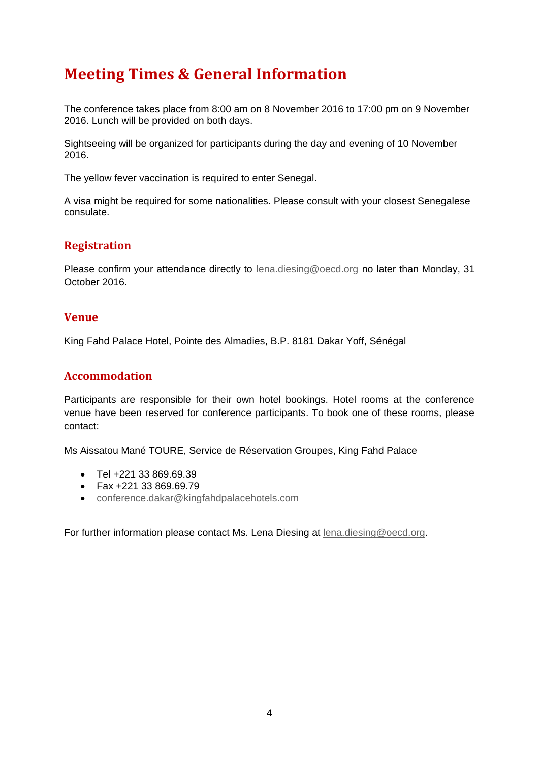# Meeting Times & General Information

The conference takes place from 8:00 am on 8 November 2016 to 17:00 pm on 9 November 2016. Lunch will be provided on both days.

Sightseeing will be organized for participants during the day and evening of 10 November 2016.

The yellow fever vaccination is required to enter Senegal.

A visa might be required for some nationalities. Please consult with your closest Senegalese consulate.

## Registration

Please confirm your attendance directly to lena.diesing@oecd.org no later than Monday, 31 October 2016.

## Venue

King Fahd Palace Hotel, Pointe des Almadies, B.P. 8181 Dakar Yoff, Sénégal

## Accommodation

Participants are responsible for their own hotel bookings. Hotel rooms at the conference venue have been reserved for conference participants. To book one of these rooms, please contact:

Ms Aissatou Mané TOURE, Service de Réservation Groupes, King Fahd Palace

- Tel +221 33 869.69.39
- Fax +221 33 869.69.79
- conference.dakar@kingfahdpalacehotels.com

For further information please contact Ms. Lena Diesing at lena.diesing@oecd.org.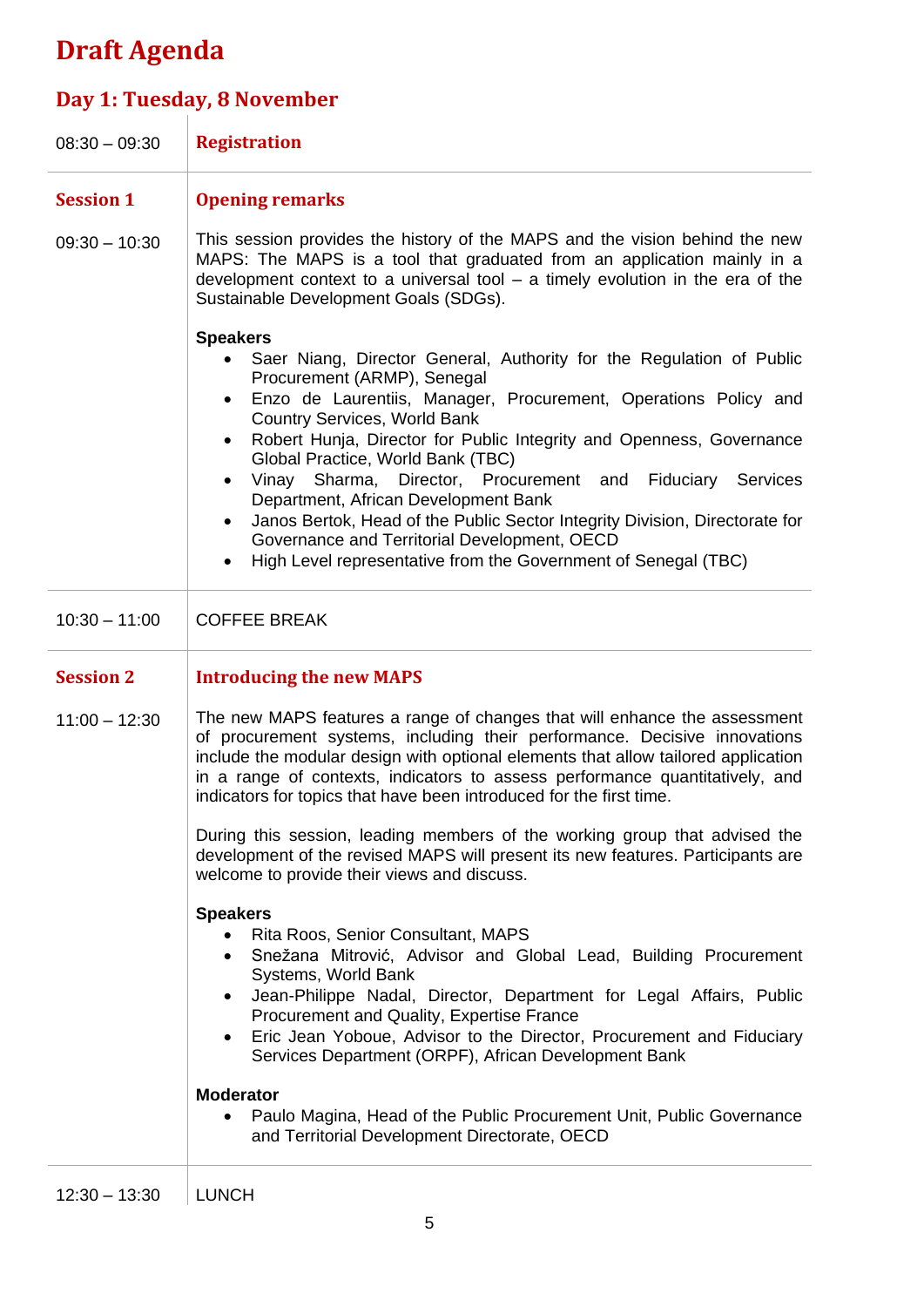# Draft Agenda

## Day 1: Tuesday, 8 November

| | |
|---|---|
| 08:30 – 09:30 | **Registration** |
| **Session 1**<br><br>09:30 – 10:30 | **Opening remarks**<br><br>This session provides the history of the MAPS and the vision behind the new MAPS: The MAPS is a tool that graduated from an application mainly in a development context to a universal tool – a timely evolution in the era of the Sustainable Development Goals (SDGs).<br><br>**Speakers**<br>• Saer Niang, Director General, Authority for the Regulation of Public Procurement (ARMP), Senegal<br>• Enzo de Laurentiis, Manager, Procurement, Operations Policy and Country Services, World Bank<br>• Robert Hunja, Director for Public Integrity and Openness, Governance Global Practice, World Bank (TBC)<br>• Vinay Sharma, Director, Procurement and Fiduciary Services Department, African Development Bank<br>• Janos Bertok, Head of the Public Sector Integrity Division, Directorate for Governance and Territorial Development, OECD<br>• High Level representative from the Government of Senegal (TBC) |
| 10:30 – 11:00 | COFFEE BREAK |
| **Session 2**<br><br>11:00 – 12:30 | **Introducing the new MAPS**<br><br>The new MAPS features a range of changes that will enhance the assessment of procurement systems, including their performance. Decisive innovations include the modular design with optional elements that allow tailored application in a range of contexts, indicators to assess performance quantitatively, and indicators for topics that have been introduced for the first time.<br><br>During this session, leading members of the working group that advised the development of the revised MAPS will present its new features. Participants are welcome to provide their views and discuss.<br><br>**Speakers**<br>• Rita Roos, Senior Consultant, MAPS<br>• Snežana Mitrović, Advisor and Global Lead, Building Procurement Systems, World Bank<br>• Jean-Philippe Nadal, Director, Department for Legal Affairs, Public Procurement and Quality, Expertise France<br>• Eric Jean Yoboue, Advisor to the Director, Procurement and Fiduciary Services Department (ORPF), African Development Bank<br><br>**Moderator**<br>• Paulo Magina, Head of the Public Procurement Unit, Public Governance and Territorial Development Directorate, OECD |
| 12:30 – 13:30 | LUNCH |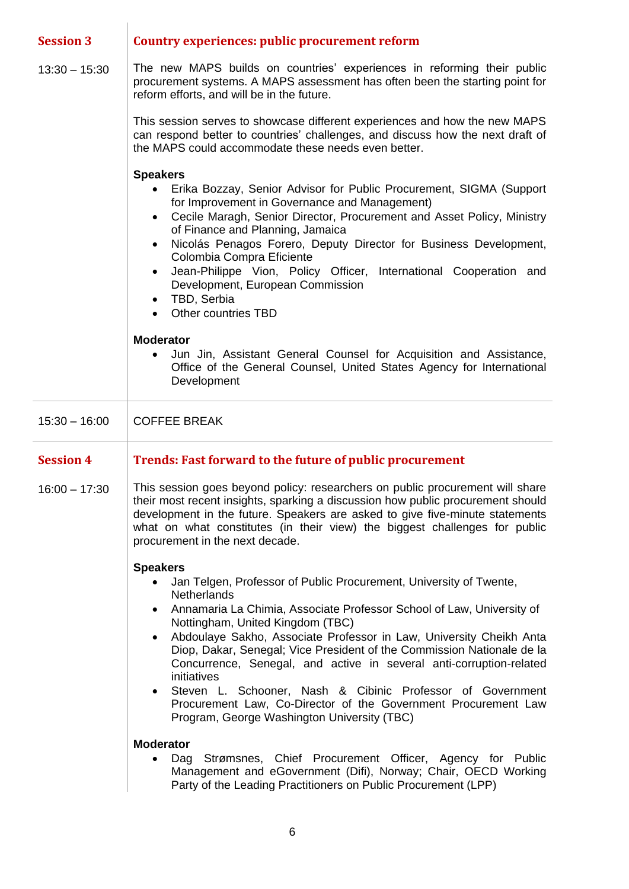## Session 3 — Country experiences: public procurement reform

**13:30 – 15:30**

The new MAPS builds on countries' experiences in reforming their public procurement systems. A MAPS assessment has often been the starting point for reform efforts, and will be in the future.

This session serves to showcase different experiences and how the new MAPS can respond better to countries' challenges, and discuss how the next draft of the MAPS could accommodate these needs even better.

**Speakers**

- Erika Bozzay, Senior Advisor for Public Procurement, SIGMA (Support for Improvement in Governance and Management)
- Cecile Maragh, Senior Director, Procurement and Asset Policy, Ministry of Finance and Planning, Jamaica
- Nicolás Penagos Forero, Deputy Director for Business Development, Colombia Compra Eficiente
- Jean-Philippe Vion, Policy Officer, International Cooperation and Development, European Commission
- TBD, Serbia
- Other countries TBD

**Moderator**

- Jun Jin, Assistant General Counsel for Acquisition and Assistance, Office of the General Counsel, United States Agency for International Development

**15:30 – 16:00** COFFEE BREAK

## Session 4 — Trends: Fast forward to the future of public procurement

**16:00 – 17:30**

This session goes beyond policy: researchers on public procurement will share their most recent insights, sparking a discussion how public procurement should development in the future. Speakers are asked to give five-minute statements what on what constitutes (in their view) the biggest challenges for public procurement in the next decade.

**Speakers**

- Jan Telgen, Professor of Public Procurement, University of Twente, Netherlands
- Annamaria La Chimia, Associate Professor School of Law, University of Nottingham, United Kingdom (TBC)
- Abdoulaye Sakho, Associate Professor in Law, University Cheikh Anta Diop, Dakar, Senegal; Vice President of the Commission Nationale de la Concurrence, Senegal, and active in several anti-corruption-related initiatives
- Steven L. Schooner, Nash & Cibinic Professor of Government Procurement Law, Co-Director of the Government Procurement Law Program, George Washington University (TBC)

**Moderator**

- Dag Strømsnes, Chief Procurement Officer, Agency for Public Management and eGovernment (Difi), Norway; Chair, OECD Working Party of the Leading Practitioners on Public Procurement (LPP)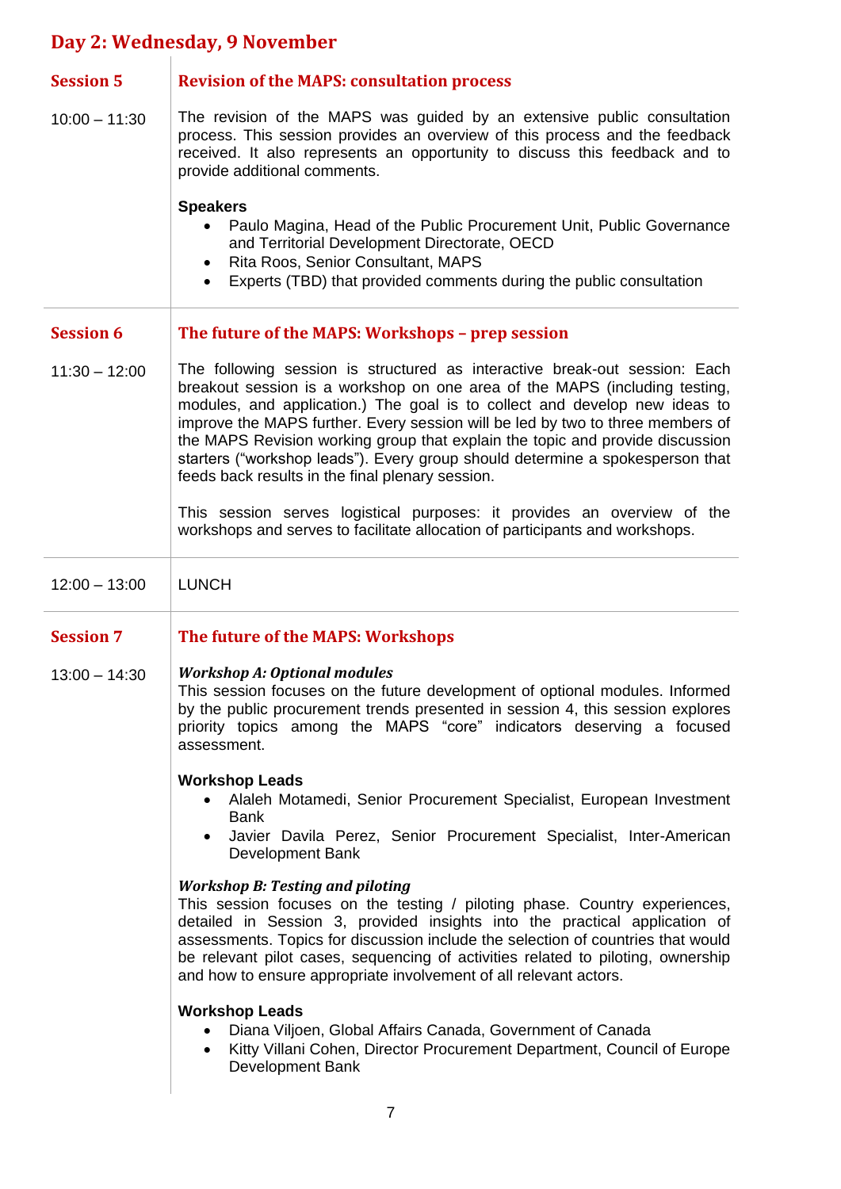## Day 2: Wednesday, 9 November

### Session 5

**10:00 – 11:30**

### Revision of the MAPS: consultation process

The revision of the MAPS was guided by an extensive public consultation process. This session provides an overview of this process and the feedback received. It also represents an opportunity to discuss this feedback and to provide additional comments.

**Speakers**

- Paulo Magina, Head of the Public Procurement Unit, Public Governance and Territorial Development Directorate, OECD
- Rita Roos, Senior Consultant, MAPS
- Experts (TBD) that provided comments during the public consultation

---

### Session 6

**11:30 – 12:00**

### The future of the MAPS: Workshops – prep session

The following session is structured as interactive break-out session: Each breakout session is a workshop on one area of the MAPS (including testing, modules, and application.) The goal is to collect and develop new ideas to improve the MAPS further. Every session will be led by two to three members of the MAPS Revision working group that explain the topic and provide discussion starters ("workshop leads"). Every group should determine a spokesperson that feeds back results in the final plenary session.

This session serves logistical purposes: it provides an overview of the workshops and serves to facilitate allocation of participants and workshops.

---

**12:00 – 13:00** LUNCH

---

### Session 7

**13:00 – 14:30**

### The future of the MAPS: Workshops

***Workshop A: Optional modules***

This session focuses on the future development of optional modules. Informed by the public procurement trends presented in session 4, this session explores priority topics among the MAPS "core" indicators deserving a focused assessment.

**Workshop Leads**

- Alaleh Motamedi, Senior Procurement Specialist, European Investment Bank
- Javier Davila Perez, Senior Procurement Specialist, Inter-American Development Bank

***Workshop B: Testing and piloting***

This session focuses on the testing / piloting phase. Country experiences, detailed in Session 3, provided insights into the practical application of assessments. Topics for discussion include the selection of countries that would be relevant pilot cases, sequencing of activities related to piloting, ownership and how to ensure appropriate involvement of all relevant actors.

**Workshop Leads**

- Diana Viljoen, Global Affairs Canada, Government of Canada
- Kitty Villani Cohen, Director Procurement Department, Council of Europe Development Bank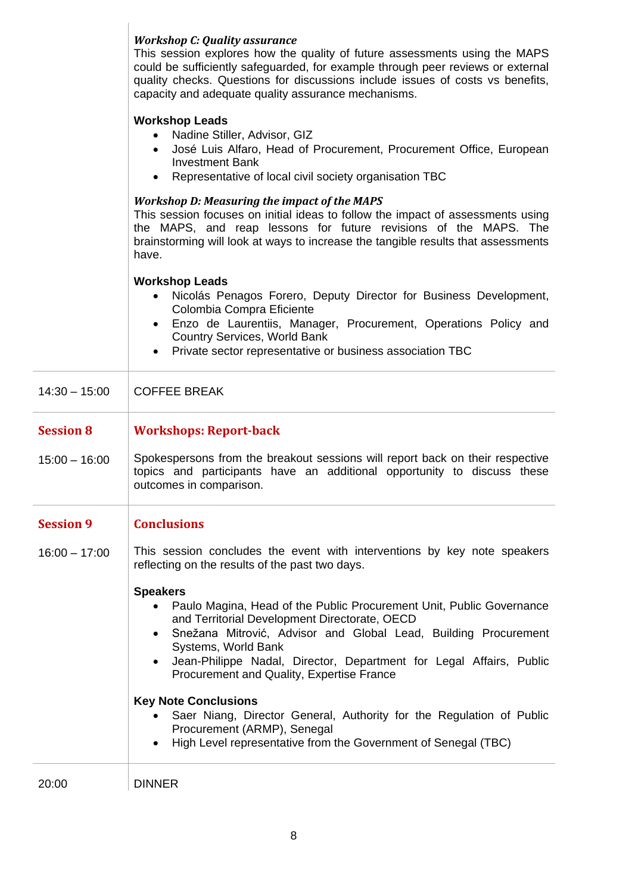| | |
|---|---|
| | ***Workshop C: Quality assurance*** This session explores how the quality of future assessments using the MAPS could be sufficiently safeguarded, for example through peer reviews or external quality checks. Questions for discussions include issues of costs vs benefits, capacity and adequate quality assurance mechanisms. <br><br> **Workshop Leads** <br> • Nadine Stiller, Advisor, GIZ <br> • José Luis Alfaro, Head of Procurement, Procurement Office, European Investment Bank <br> • Representative of local civil society organisation TBC <br><br> ***Workshop D: Measuring the impact of the MAPS*** This session focuses on initial ideas to follow the impact of assessments using the MAPS, and reap lessons for future revisions of the MAPS. The brainstorming will look at ways to increase the tangible results that assessments have. <br><br> **Workshop Leads** <br> • Nicolás Penagos Forero, Deputy Director for Business Development, Colombia Compra Eficiente <br> • Enzo de Laurentiis, Manager, Procurement, Operations Policy and Country Services, World Bank <br> • Private sector representative or business association TBC |
| 14:30 – 15:00 | COFFEE BREAK |
| **Session 8** <br><br> 15:00 – 16:00 | **Workshops: Report-back** <br><br> Spokespersons from the breakout sessions will report back on their respective topics and participants have an additional opportunity to discuss these outcomes in comparison. |
| **Session 9** <br><br> 16:00 – 17:00 | **Conclusions** <br><br> This session concludes the event with interventions by key note speakers reflecting on the results of the past two days. <br><br> **Speakers** <br> • Paulo Magina, Head of the Public Procurement Unit, Public Governance and Territorial Development Directorate, OECD <br> • Snežana Mitrović, Advisor and Global Lead, Building Procurement Systems, World Bank <br> • Jean-Philippe Nadal, Director, Department for Legal Affairs, Public Procurement and Quality, Expertise France <br><br> **Key Note Conclusions** <br> • Saer Niang, Director General, Authority for the Regulation of Public Procurement (ARMP), Senegal <br> • High Level representative from the Government of Senegal (TBC) |
| 20:00 | DINNER |